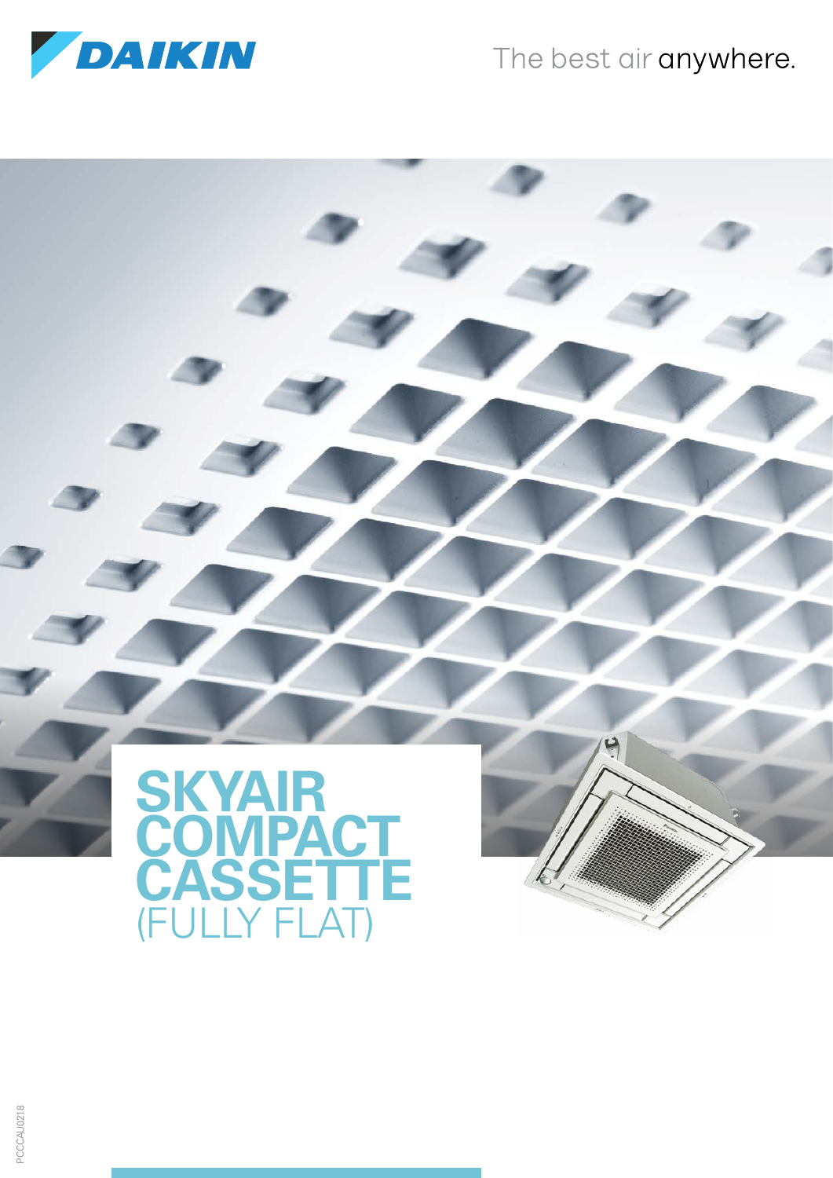DAIKIN

The best air anywhere.

# SKYAIR COMPACT CASSETTE (FULLY FLAT)

PCCCAU0218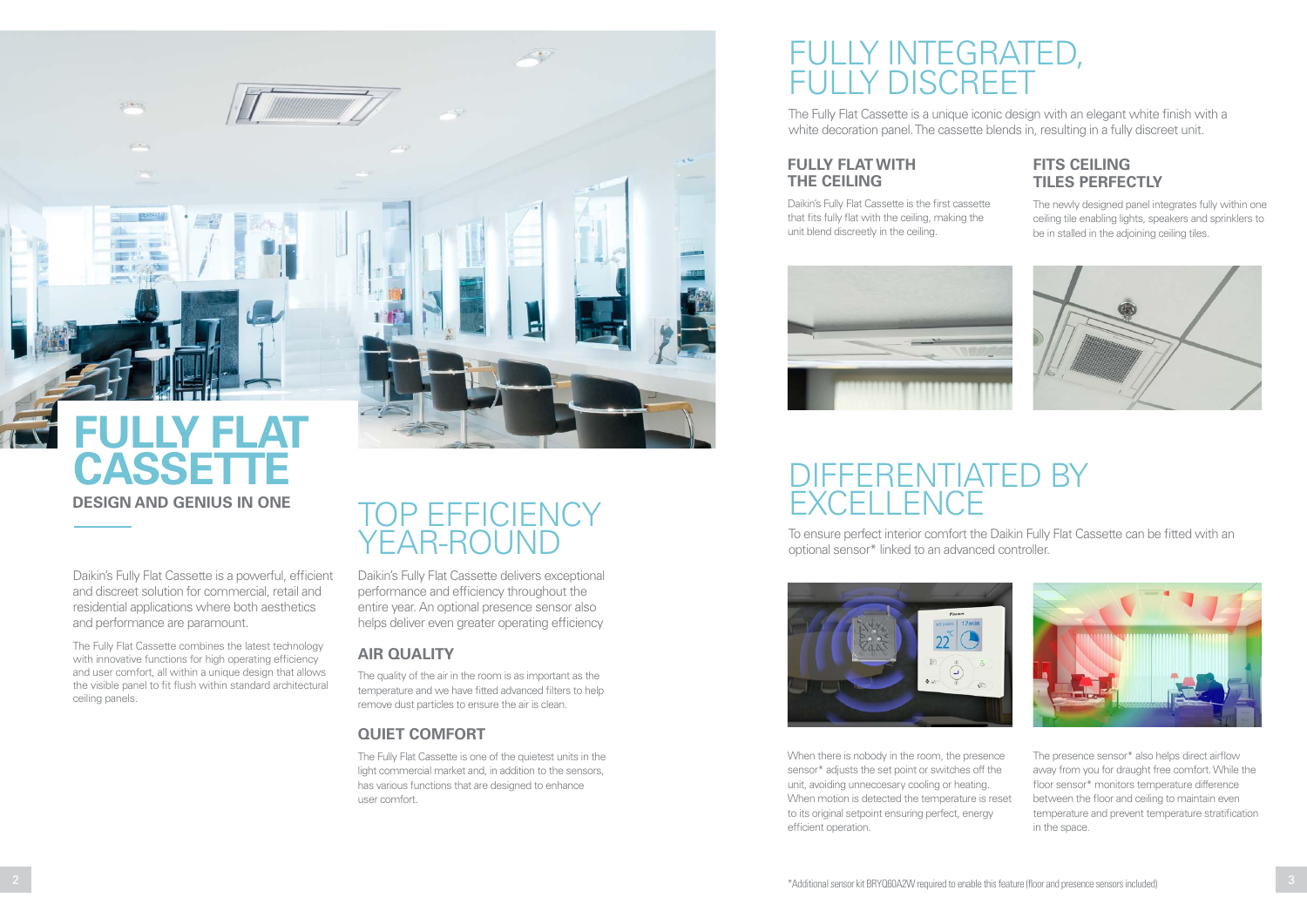# FULLY FLAT CASSETTE

**DESIGN AND GENIUS IN ONE**

Daikin's Fully Flat Cassette is a powerful, efficient and discreet solution for commercial, retail and residential applications where both aesthetics and performance are paramount.

The Fully Flat Cassette combines the latest technology with innovative functions for high operating efficiency and user comfort, all within a unique design that allows the visible panel to fit flush within standard architectural ceiling panels.

## TOP EFFICIENCY YEAR-ROUND

Daikin's Fully Flat Cassette delivers exceptional performance and efficiency throughout the entire year. An optional presence sensor also helps deliver even greater operating efficiency

### AIR QUALITY

The quality of the air in the room is as important as the temperature and we have fitted advanced filters to help remove dust particles to ensure the air is clean.

### QUIET COMFORT

The Fully Flat Cassette is one of the quietest units in the light commercial market and, in addition to the sensors, has various functions that are designed to enhance user comfort.

## FULLY INTEGRATED, FULLY DISCREET

The Fully Flat Cassette is a unique iconic design with an elegant white finish with a white decoration panel. The cassette blends in, resulting in a fully discreet unit.

### FULLY FLAT WITH THE CEILING

Daikin's Fully Flat Cassette is the first cassette that fits fully flat with the ceiling, making the unit blend discreetly in the ceiling.

### FITS CEILING TILES PERFECTLY

The newly designed panel integrates fully within one ceiling tile enabling lights, speakers and sprinklers to be in stalled in the adjoining ceiling tiles.

## DIFFERENTIATED BY EXCELLENCE

To ensure perfect interior comfort the Daikin Fully Flat Cassette can be fitted with an optional sensor* linked to an advanced controller.

When there is nobody in the room, the presence sensor* adjusts the set point or switches off the unit, avoiding unneccesary cooling or heating. When motion is detected the temperature is reset to its original setpoint ensuring perfect, energy efficient operation.

The presence sensor* also helps direct airflow away from you for draught free comfort. While the floor sensor* monitors temperature difference between the floor and ceiling to maintain even temperature and prevent temperature stratification in the space.

*Additional sensor kit BRYQ60A2W required to enable this feature (floor and presence sensors included)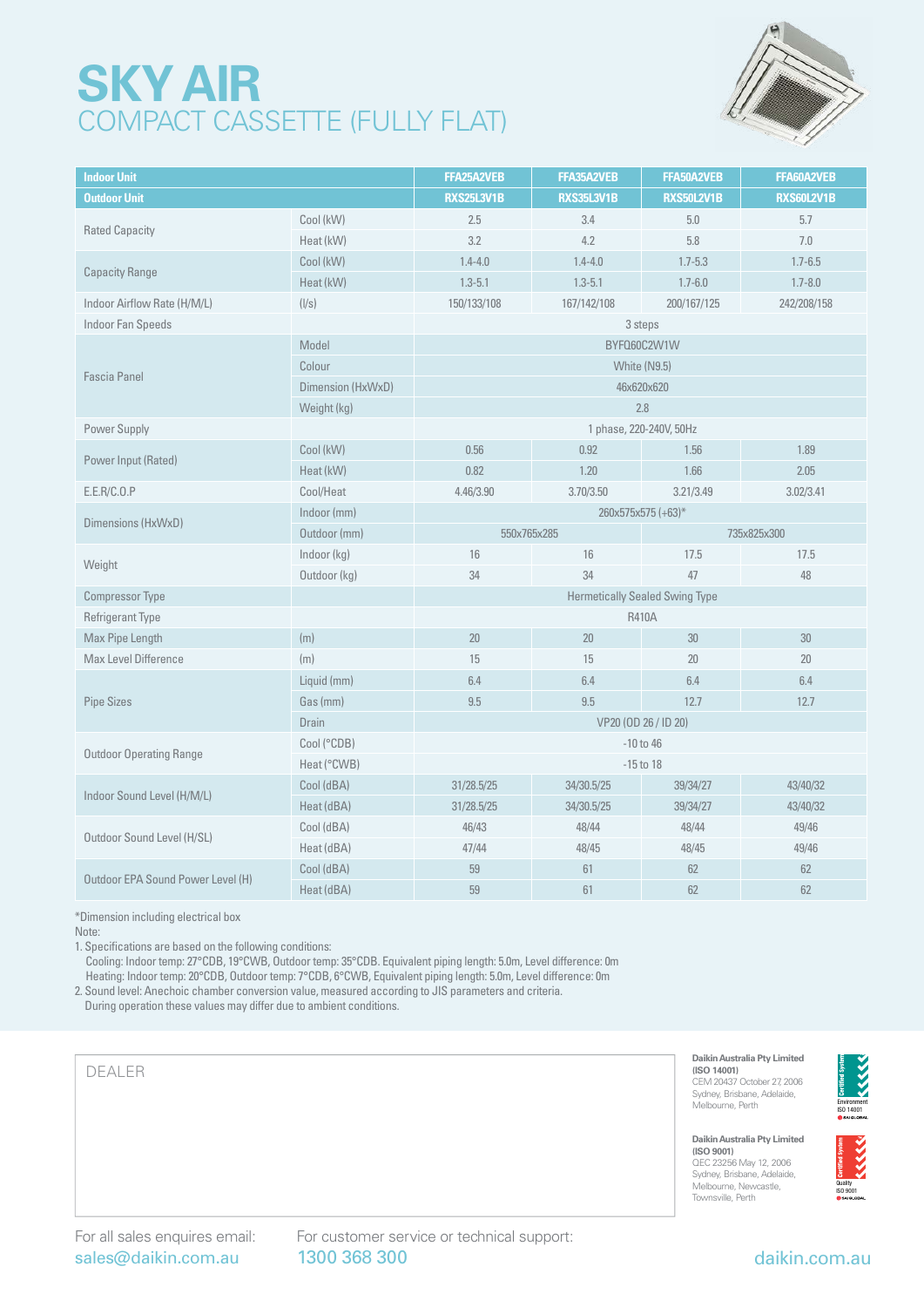// Title
# SKY AIR
## COMPACT CASSETTE (FULLY FLAT)

| Indoor Unit | | FFA25A2VEB | FFA35A2VEB | FFA50A2VEB | FFA60A2VEB |
|---|---|---|---|---|---|
| Outdoor Unit | | RXS25L3V1B | RXS35L3V1B | RXS50L2V1B | RXS60L2V1B |
| Rated Capacity | Cool (kW) | 2.5 | 3.4 | 5.0 | 5.7 |
| | Heat (kW) | 3.2 | 4.2 | 5.8 | 7.0 |
| Capacity Range | Cool (kW) | 1.4-4.0 | 1.4-4.0 | 1.7-5.3 | 1.7-6.5 |
| | Heat (kW) | 1.3-5.1 | 1.3-5.1 | 1.7-6.0 | 1.7-8.0 |
| Indoor Airflow Rate (H/M/L) | (l/s) | 150/133/108 | 167/142/108 | 200/167/125 | 242/208/158 |
| Indoor Fan Speeds | | 3 steps | | | |
| Fascia Panel | Model | BYFQ60C2W1W | | | |
| | Colour | White (N9.5) | | | |
| | Dimension (HxWxD) | 46x620x620 | | | |
| | Weight (kg) | 2.8 | | | |
| Power Supply | | 1 phase, 220-240V, 50Hz | | | |
| Power Input (Rated) | Cool (kW) | 0.56 | 0.92 | 1.56 | 1.89 |
| | Heat (kW) | 0.82 | 1.20 | 1.66 | 2.05 |
| E.E.R/C.O.P | Cool/Heat | 4.46/3.90 | 3.70/3.50 | 3.21/3.49 | 3.02/3.41 |
| Dimensions (HxWxD) | Indoor (mm) | 260x575x575 (+63)* | | | |
| | Outdoor (mm) | 550x765x285 | | 735x825x300 | |
| Weight | Indoor (kg) | 16 | 16 | 17.5 | 17.5 |
| | Outdoor (kg) | 34 | 34 | 47 | 48 |
| Compressor Type | | Hermetically Sealed Swing Type | | | |
| Refrigerant Type | | R410A | | | |
| Max Pipe Length | (m) | 20 | 20 | 30 | 30 |
| Max Level Difference | (m) | 15 | 15 | 20 | 20 |
| Pipe Sizes | Liquid (mm) | 6.4 | 6.4 | 6.4 | 6.4 |
| | Gas (mm) | 9.5 | 9.5 | 12.7 | 12.7 |
| | Drain | VP20 (OD 26 / ID 20) | | | |
| Outdoor Operating Range | Cool (°CDB) | -10 to 46 | | | |
| | Heat (°CWB) | -15 to 18 | | | |
| Indoor Sound Level (H/M/L) | Cool (dBA) | 31/28.5/25 | 34/30.5/25 | 39/34/27 | 43/40/32 |
| | Heat (dBA) | 31/28.5/25 | 34/30.5/25 | 39/34/27 | 43/40/32 |
| Outdoor Sound Level (H/SL) | Cool (dBA) | 46/43 | 48/44 | 48/44 | 49/46 |
| | Heat (dBA) | 47/44 | 48/45 | 48/45 | 49/46 |
| Outdoor EPA Sound Power Level (H) | Cool (dBA) | 59 | 61 | 62 | 62 |
| | Heat (dBA) | 59 | 61 | 62 | 62 |

*Dimension including electrical box

Note:

1. Specifications are based on the following conditions:
   Cooling: Indoor temp: 27°CDB, 19°CWB, Outdoor temp: 35°CDB. Equivalent piping length: 5.0m, Level difference: 0m
   Heating: Indoor temp: 20°CDB, Outdoor temp: 7°CDB, 6°CWB, Equivalent piping length: 5.0m, Level difference: 0m
2. Sound level: Anechoic chamber conversion value, measured according to JIS parameters and criteria.
   During operation these values may differ due to ambient conditions.

DEALER

**Daikin Australia Pty Limited (ISO 14001)**
CEM 20437 October 27 2006
Sydney, Brisbane, Adelaide, Melbourne, Perth

**Daikin Australia Pty Limited (ISO 9001)**
QEC 23256 May 12, 2006
Sydney, Brisbane, Adelaide, Melbourne, Newcastle, Townsville, Perth

For all sales enquires email:
sales@daikin.com.au

For customer service or technical support:
1300 368 300

daikin.com.au